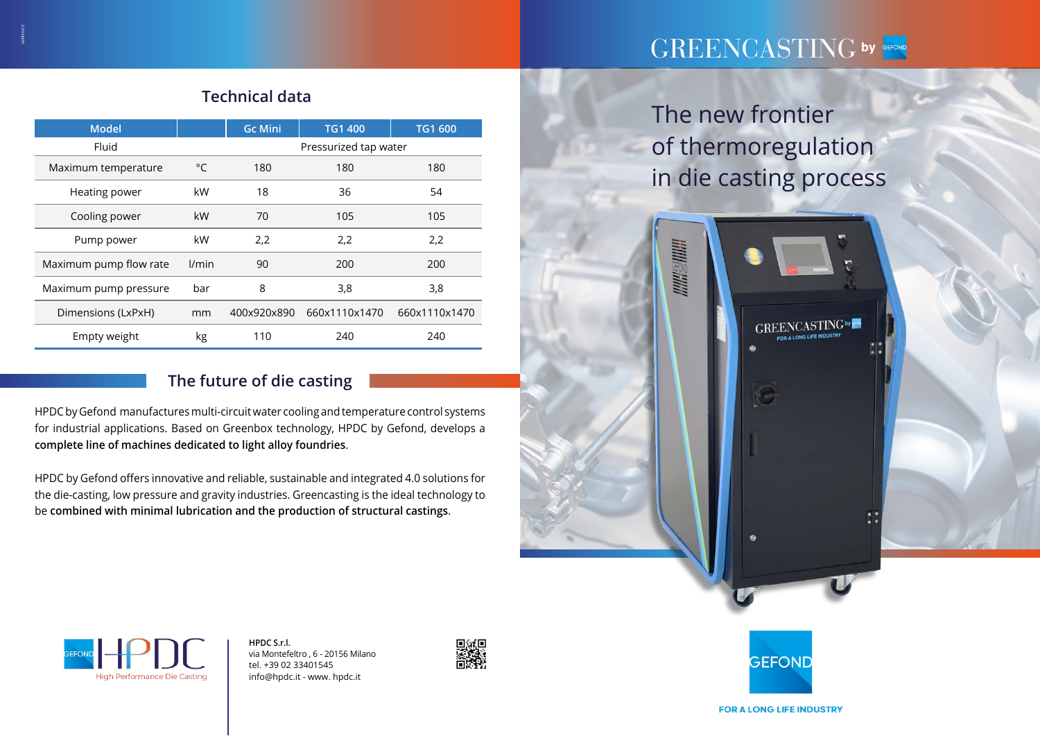## Technical data

| Model | | Gc Mini | TG1 400 | TG1 600 |
|---|---|---|---|---|
| Fluid | | Pressurized tap water | | |
| Maximum temperature | °C | 180 | 180 | 180 |
| Heating power | kW | 18 | 36 | 54 |
| Cooling power | kW | 70 | 105 | 105 |
| Pump power | kW | 2,2 | 2,2 | 2,2 |
| Maximum pump flow rate | l/min | 90 | 200 | 200 |
| Maximum pump pressure | bar | 8 | 3,8 | 3,8 |
| Dimensions (LxPxH) | mm | 400x920x890 | 660x1110x1470 | 660x1110x1470 |
| Empty weight | kg | 110 | 240 | 240 |

## The future of die casting

HPDC by Gefond manufactures multi-circuit water cooling and temperature control systems for industrial applications. Based on Greenbox technology, HPDC by Gefond, develops a **complete line of machines dedicated to light alloy foundries**.

HPDC by Gefond offers innovative and reliable, sustainable and integrated 4.0 solutions for the die-casting, low pressure and gravity industries. Greencasting is the ideal technology to be **combined with minimal lubrication and the production of structural castings**.

GEFOND HPDC
High Performance Die Casting

**HPDC S.r.l.**
via Montefeltro , 6 - 20156 Milano
tel. +39 02 33401545
info@hpdc.it - www. hpdc.it

# GREENCASTING by GEFOND

## The new frontier of thermoregulation in die casting process

GEFOND

FOR A LONG LIFE INDUSTRY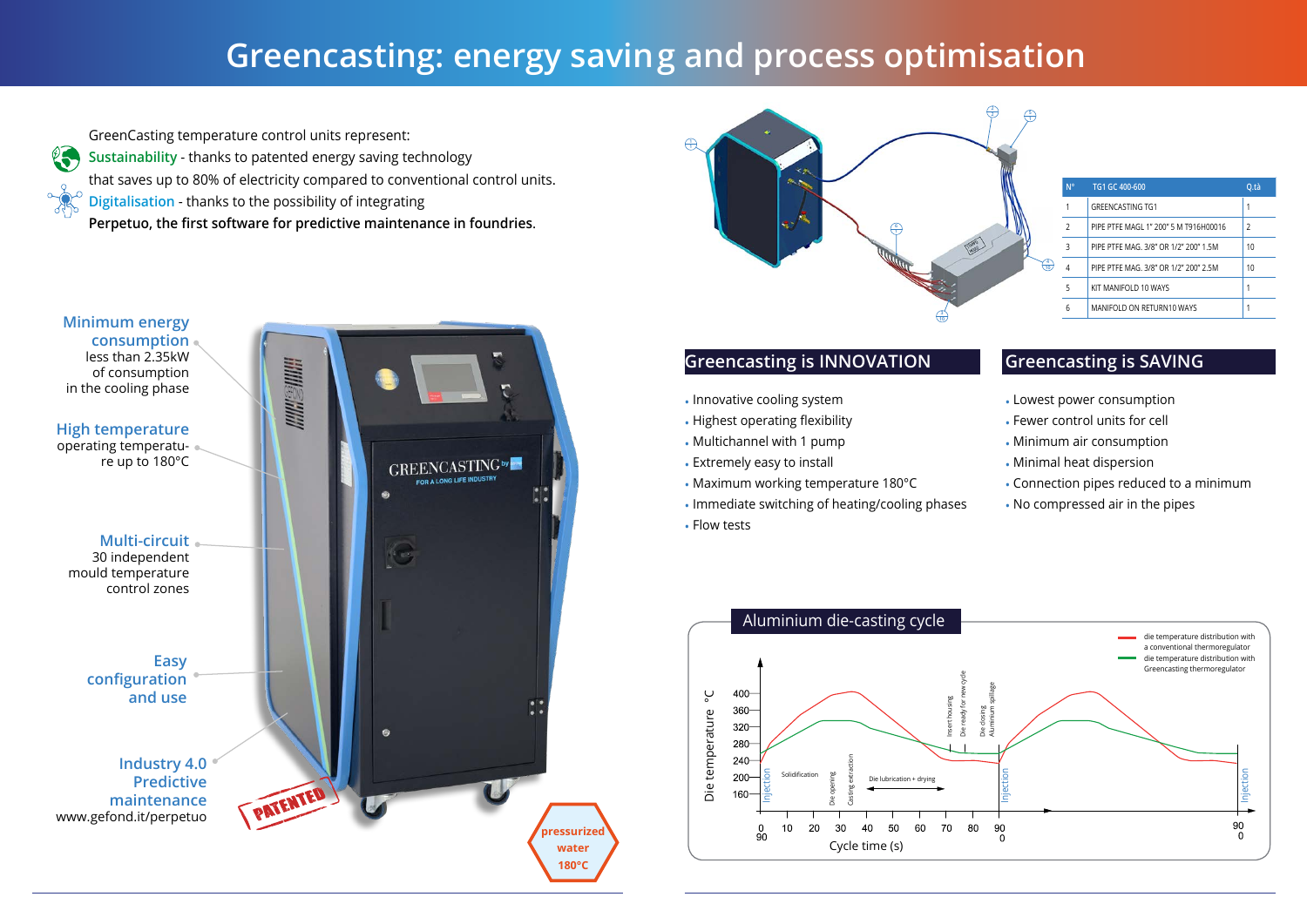# Greencasting: energy saving and process optimisation

GreenCasting temperature control units represent:

**Sustainability** - thanks to patented energy saving technology that saves up to 80% of electricity compared to conventional control units.

**Digitalisation** - thanks to the possibility of integrating **Perpetuo, the first software for predictive maintenance in foundries**.

**Minimum energy consumption**
less than 2.35kW of consumption in the cooling phase

**High temperature**
operating temperature up to 180°C

**Multi-circuit**
30 independent mould temperature control zones

**Easy configuration and use**

**Industry 4.0 Predictive maintenance**
www.gefond.it/perpetuo

PATENTED

pressurized water 180°C

GREENCASTING by
FOR A LONG LIFE INDUSTRY

| N° | TG1 GC 400-600 | Q.tà |
|---|---|---|
| 1 | GREENCASTING TG1 | 1 |
| 2 | PIPE PTFE MAGL 1" 200° 5 M T916H00016 | 2 |
| 3 | PIPE PTFE MAG. 3/8" OR 1/2" 200° 1.5M | 10 |
| 4 | PIPE PTFE MAG. 3/8" OR 1/2" 200° 2.5M | 10 |
| 5 | KIT MANIFOLD 10 WAYS | 1 |
| 6 | MANIFOLD ON RETURN10 WAYS | 1 |

## Greencasting is INNOVATION

- Innovative cooling system
- Highest operating flexibility
- Multichannel with 1 pump
- Extremely easy to install
- Maximum working temperature 180°C
- Immediate switching of heating/cooling phases
- Flow tests

## Greencasting is SAVING

- Lowest power consumption
- Fewer control units for cell
- Minimum air consumption
- Minimal heat dispersion
- Connection pipes reduced to a minimum
- No compressed air in the pipes

## Aluminium die-casting cycle

die temperature distribution with a conventional thermoregulator
die temperature distribution with Greencasting thermoregulator

Die temperature °C
400
360
320
280
240
200
160

Injection
Solidification
Die opening
Casting extraction
Die lubrication + drying
Insert housing
Die ready for new cycle
Die closing
Aluminium spillage
Injection
Injection

0 10 20 30 40 50 60 70 80 90 90
90 0 0

Cycle time (s)